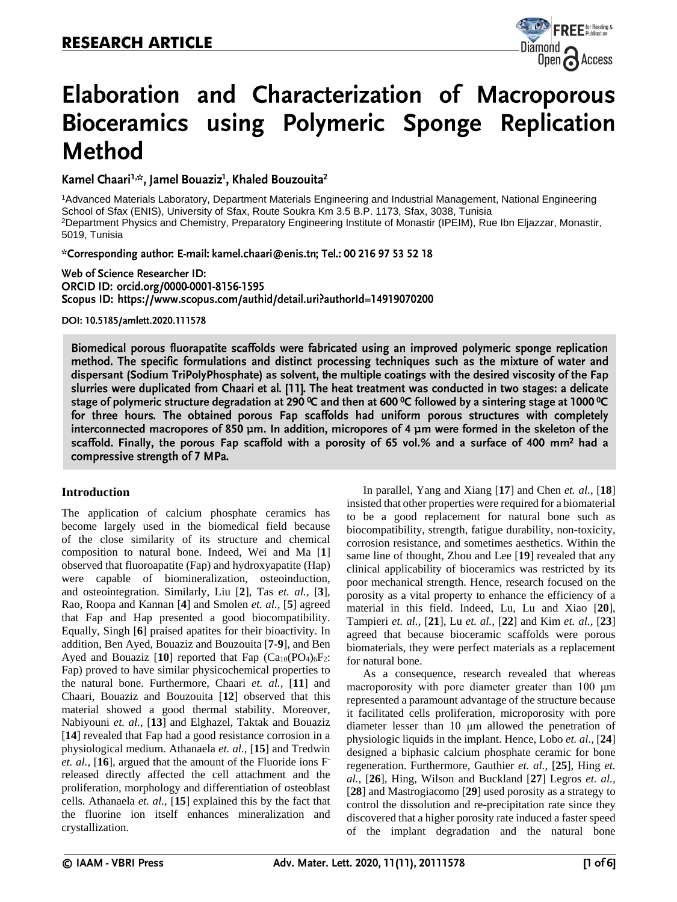**RESEARCH ARTICLE**

# Elaboration and Characterization of Macroporous Bioceramics using Polymeric Sponge Replication Method

Kamel Chaari[1,*], Jamel Bouaziz[1], Khaled Bouzouita[2]

[1]Advanced Materials Laboratory, Department Materials Engineering and Industrial Management, National Engineering School of Sfax (ENIS), University of Sfax, Route Soukra Km 3.5 B.P. 1173, Sfax, 3038, Tunisia
[2]Department Physics and Chemistry, Preparatory Engineering Institute of Monastir (IPEIM), Rue Ibn Eljazzar, Monastir, 5019, Tunisia

*Corresponding author: E-mail: kamel.chaari@enis.tn; Tel.: 00 216 97 53 52 18

Web of Science Researcher ID:
ORCID ID: orcid.org/0000-0001-8156-1595
Scopus ID: https://www.scopus.com/authid/detail.uri?authorId=14919070200

DOI: 10.5185/amlett.2020.111578

**Biomedical porous fluorapatite scaffolds were fabricated using an improved polymeric sponge replication method. The specific formulations and distinct processing techniques such as the mixture of water and dispersant (Sodium TriPolyPhosphate) as solvent, the multiple coatings with the desired viscosity of the Fap slurries were duplicated from Chaari et al. [11]. The heat treatment was conducted in two stages: a delicate stage of polymeric structure degradation at 290 $^0$C and then at 600 $^0$C followed by a sintering stage at 1000 $^0$C for three hours. The obtained porous Fap scaffolds had uniform porous structures with completely interconnected macropores of 850 µm. In addition, micropores of 4 µm were formed in the skeleton of the scaffold. Finally, the porous Fap scaffold with a porosity of 65 vol.% and a surface of 400 mm² had a compressive strength of 7 MPa.**

## Introduction

The application of calcium phosphate ceramics has become largely used in the biomedical field because of the close similarity of its structure and chemical composition to natural bone. Indeed, Wei and Ma [**1**] observed that fluoroapatite (Fap) and hydroxyapatite (Hap) were capable of biomineralization, osteoinduction, and osteointegration. Similarly, Liu [**2**], Tas *et. al.,* [**3**], Rao, Roopa and Kannan [**4**] and Smolen *et. al.,* [**5**] agreed that Fap and Hap presented a good biocompatibility. Equally, Singh [**6**] praised apatites for their bioactivity. In addition, Ben Ayed, Bouaziz and Bouzouita [**7-9**], and Ben Ayed and Bouaziz [**10**] reported that Fap ($Ca_{10}(PO_4)_6F_2$: Fap) proved to have similar physicochemical properties to the natural bone. Furthermore, Chaari *et. al.,* [**11**] and Chaari, Bouaziz and Bouzouita [**12**] observed that this material showed a good thermal stability. Moreover, Nabiyouni *et. al.,* [**13**] and Elghazel, Taktak and Bouaziz [**14**] revealed that Fap had a good resistance corrosion in a physiological medium. Athanaela *et. al.,* [**15**] and Tredwin *et. al.,* [**16**], argued that the amount of the Fluoride ions $F^-$ released directly affected the cell attachment and the proliferation, morphology and differentiation of osteoblast cells. Athanaela *et. al.,* [**15**] explained this by the fact that the fluorine ion itself enhances mineralization and crystallization.

In parallel, Yang and Xiang [**17**] and Chen *et. al.,* [**18**] insisted that other properties were required for a biomaterial to be a good replacement for natural bone such as biocompatibility, strength, fatigue durability, non-toxicity, corrosion resistance, and sometimes aesthetics. Within the same line of thought, Zhou and Lee [**19**] revealed that any clinical applicability of bioceramics was restricted by its poor mechanical strength. Hence, research focused on the porosity as a vital property to enhance the efficiency of a material in this field. Indeed, Lu, Lu and Xiao [**20**], Tampieri *et. al.,* [**21**], Lu *et. al.,* [**22**] and Kim *et. al.,* [**23**] agreed that because bioceramic scaffolds were porous biomaterials, they were perfect materials as a replacement for natural bone.

As a consequence, research revealed that whereas macroporosity with pore diameter greater than 100 µm represented a paramount advantage of the structure because it facilitated cells proliferation, microporosity with pore diameter lesser than 10 µm allowed the penetration of physiologic liquids in the implant. Hence, Lobo *et. al.,* [**24**] designed a biphasic calcium phosphate ceramic for bone regeneration. Furthermore, Gauthier *et. al.,* [**25**], Hing *et. al.,* [**26**], Hing, Wilson and Buckland [**27**] Legros *et. al.,* [**28**] and Mastrogiacomo [**29**] used porosity as a strategy to control the dissolution and re-precipitation rate since they discovered that a higher porosity rate induced a faster speed of the implant degradation and the natural bone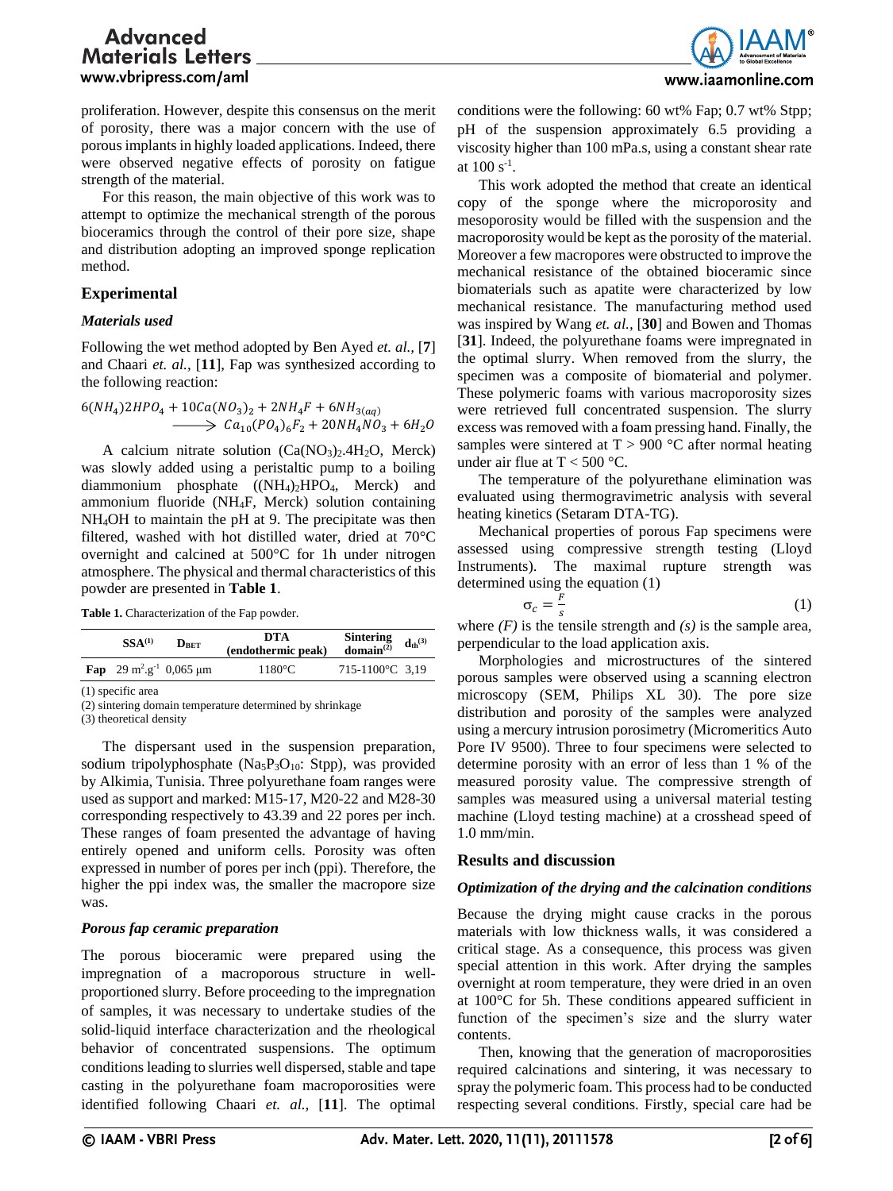proliferation. However, despite this consensus on the merit of porosity, there was a major concern with the use of porous implants in highly loaded applications. Indeed, there were observed negative effects of porosity on fatigue strength of the material.

For this reason, the main objective of this work was to attempt to optimize the mechanical strength of the porous bioceramics through the control of their pore size, shape and distribution adopting an improved sponge replication method.

## Experimental

### *Materials used*

Following the wet method adopted by Ben Ayed *et. al.,* [**7**] and Chaari *et. al.,* [**11**], Fap was synthesized according to the following reaction:

$$6(NH_4)2HPO_4 + 10Ca(NO_3)_2 + 2NH_4F + 6NH_{3(aq)} \longrightarrow Ca_{10}(PO_4)_6F_2 + 20NH_4NO_3 + 6H_2O$$

A calcium nitrate solution ($Ca(NO_3)_2.4H_2O$, Merck) was slowly added using a peristaltic pump to a boiling diammonium phosphate (($(NH_4)_2HPO_4$, Merck) and ammonium fluoride ($NH_4F$, Merck) solution containing $NH_4OH$ to maintain the pH at 9. The precipitate was then filtered, washed with hot distilled water, dried at 70°C overnight and calcined at 500°C for 1h under nitrogen atmosphere. The physical and thermal characteristics of this powder are presented in **Table 1**.

**Table 1.** Characterization of the Fap powder.

| | SSA(1) | $D_{BET}$ | DTA (endothermic peak) | Sintering domain(2) | $d_{th}$(3) |
|---|---|---|---|---|---|
| **Fap** | 29 $m^2.g^{-1}$ | 0,065 µm | 1180°C | 715-1100°C | 3,19 |

(1) specific area
(2) sintering domain temperature determined by shrinkage
(3) theoretical density

The dispersant used in the suspension preparation, sodium tripolyphosphate ($Na_5P_3O_{10}$: Stpp), was provided by Alkimia, Tunisia. Three polyurethane foam ranges were used as support and marked: M15-17, M20-22 and M28-30 corresponding respectively to 43.39 and 22 pores per inch. These ranges of foam presented the advantage of having entirely opened and uniform cells. Porosity was often expressed in number of pores per inch (ppi). Therefore, the higher the ppi index was, the smaller the macropore size was.

### *Porous fap ceramic preparation*

The porous bioceramic were prepared using the impregnation of a macroporous structure in well-proportioned slurry. Before proceeding to the impregnation of samples, it was necessary to undertake studies of the solid-liquid interface characterization and the rheological behavior of concentrated suspensions. The optimum conditions leading to slurries well dispersed, stable and tape casting in the polyurethane foam macroporosities were identified following Chaari *et. al.,* [**11**]. The optimal conditions were the following: 60 wt% Fap; 0.7 wt% Stpp; pH of the suspension approximately 6.5 providing a viscosity higher than 100 mPa.s, using a constant shear rate at 100 $s^{-1}$.

This work adopted the method that create an identical copy of the sponge where the microporosity and mesoporosity would be filled with the suspension and the macroporosity would be kept as the porosity of the material. Moreover a few macropores were obstructed to improve the mechanical resistance of the obtained bioceramic since biomaterials such as apatite were characterized by low mechanical resistance. The manufacturing method used was inspired by Wang *et. al.,* [**30**] and Bowen and Thomas [**31**]. Indeed, the polyurethane foams were impregnated in the optimal slurry. When removed from the slurry, the specimen was a composite of biomaterial and polymer. These polymeric foams with various macroporosity sizes were retrieved full concentrated suspension. The slurry excess was removed with a foam pressing hand. Finally, the samples were sintered at T > 900 °C after normal heating under air flue at T < 500 °C.

The temperature of the polyurethane elimination was evaluated using thermogravimetric analysis with several heating kinetics (Setaram DTA-TG).

Mechanical properties of porous Fap specimens were assessed using compressive strength testing (Lloyd Instruments). The maximal rupture strength was determined using the equation (1)

$$\sigma_c = \frac{F}{s} \tag{1}$$

where *(F)* is the tensile strength and *(s)* is the sample area, perpendicular to the load application axis.

Morphologies and microstructures of the sintered porous samples were observed using a scanning electron microscopy (SEM, Philips XL 30). The pore size distribution and porosity of the samples were analyzed using a mercury intrusion porosimetry (Micromeritics Auto Pore IV 9500). Three to four specimens were selected to determine porosity with an error of less than 1 % of the measured porosity value. The compressive strength of samples was measured using a universal material testing machine (Lloyd testing machine) at a crosshead speed of 1.0 mm/min.

## Results and discussion

### *Optimization of the drying and the calcination conditions*

Because the drying might cause cracks in the porous materials with low thickness walls, it was considered a critical stage. As a consequence, this process was given special attention in this work. After drying the samples overnight at room temperature, they were dried in an oven at 100°C for 5h. These conditions appeared sufficient in function of the specimen's size and the slurry water contents.

Then, knowing that the generation of macroporosities required calcinations and sintering, it was necessary to spray the polymeric foam. This process had to be conducted respecting several conditions. Firstly, special care had be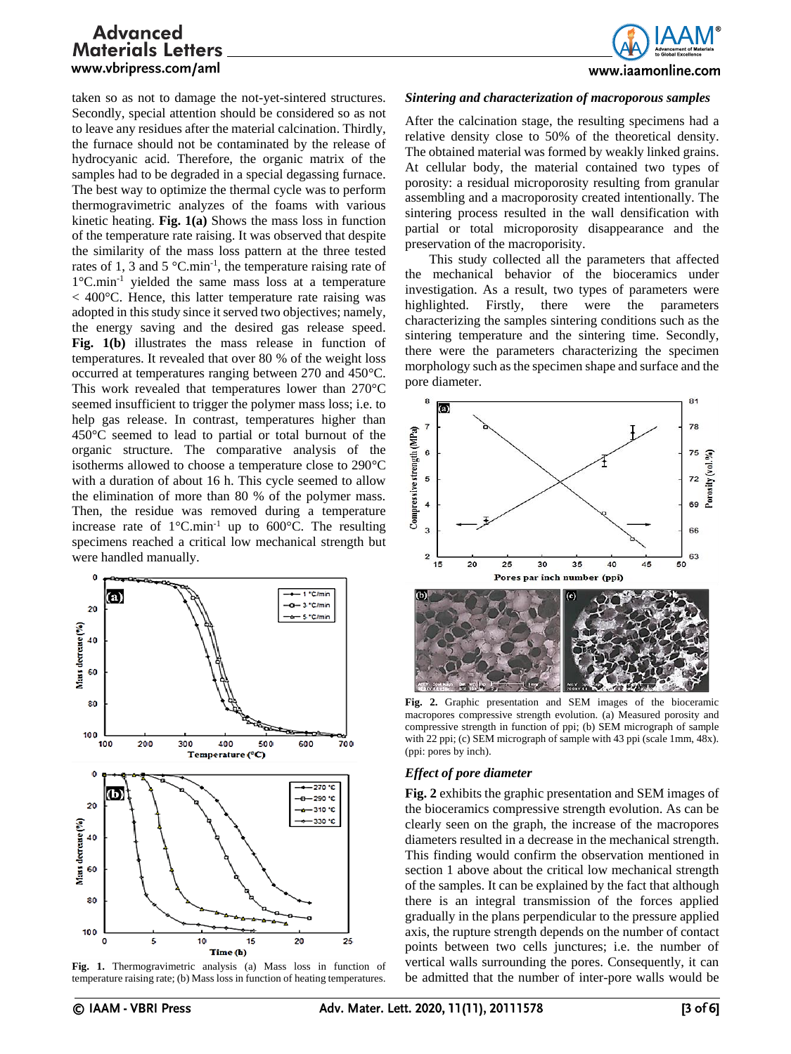taken so as not to damage the not-yet-sintered structures. Secondly, special attention should be considered so as not to leave any residues after the material calcination. Thirdly, the furnace should not be contaminated by the release of hydrocyanic acid. Therefore, the organic matrix of the samples had to be degraded in a special degassing furnace. The best way to optimize the thermal cycle was to perform thermogravimetric analyzes of the foams with various kinetic heating. **Fig. 1(a)** Shows the mass loss in function of the temperature rate raising. It was observed that despite the similarity of the mass loss pattern at the three tested rates of 1, 3 and 5 °C.min$^{-1}$, the temperature raising rate of 1°C.min$^{-1}$ yielded the same mass loss at a temperature < 400°C. Hence, this latter temperature rate raising was adopted in this study since it served two objectives; namely, the energy saving and the desired gas release speed. **Fig. 1(b)** illustrates the mass release in function of temperatures. It revealed that over 80 % of the weight loss occurred at temperatures ranging between 270 and 450°C. This work revealed that temperatures lower than 270°C seemed insufficient to trigger the polymer mass loss; i.e. to help gas release. In contrast, temperatures higher than 450°C seemed to lead to partial or total burnout of the organic structure. The comparative analysis of the isotherms allowed to choose a temperature close to 290°C with a duration of about 16 h. This cycle seemed to allow the elimination of more than 80 % of the polymer mass. Then, the residue was removed during a temperature increase rate of 1°C.min$^{-1}$ up to 600°C. The resulting specimens reached a critical low mechanical strength but were handled manually.

**Fig. 1.** Thermogravimetric analysis (a) Mass loss in function of temperature raising rate; (b) Mass loss in function of heating temperatures.

### *Sintering and characterization of macroporous samples*

After the calcination stage, the resulting specimens had a relative density close to 50% of the theoretical density. The obtained material was formed by weakly linked grains. At cellular body, the material contained two types of porosity: a residual microporosity resulting from granular assembling and a macroporosity created intentionally. The sintering process resulted in the wall densification with partial or total microporosity disappearance and the preservation of the macroporisity.

This study collected all the parameters that affected the mechanical behavior of the bioceramics under investigation. As a result, two types of parameters were highlighted. Firstly, there were the parameters characterizing the samples sintering conditions such as the sintering temperature and the sintering time. Secondly, there were the parameters characterizing the specimen morphology such as the specimen shape and surface and the pore diameter.

**Fig. 2.** Graphic presentation and SEM images of the bioceramic macropores compressive strength evolution. (a) Measured porosity and compressive strength in function of ppi; (b) SEM micrograph of sample with 22 ppi; (c) SEM micrograph of sample with 43 ppi (scale 1mm, 48x). (ppi: pores by inch).

### *Effect of pore diameter*

**Fig. 2** exhibits the graphic presentation and SEM images of the bioceramics compressive strength evolution. As can be clearly seen on the graph, the increase of the macropores diameters resulted in a decrease in the mechanical strength. This finding would confirm the observation mentioned in section 1 above about the critical low mechanical strength of the samples. It can be explained by the fact that although there is an integral transmission of the forces applied gradually in the plans perpendicular to the pressure applied axis, the rupture strength depends on the number of contact points between two cells junctures; i.e. the number of vertical walls surrounding the pores. Consequently, it can be admitted that the number of inter-pore walls would be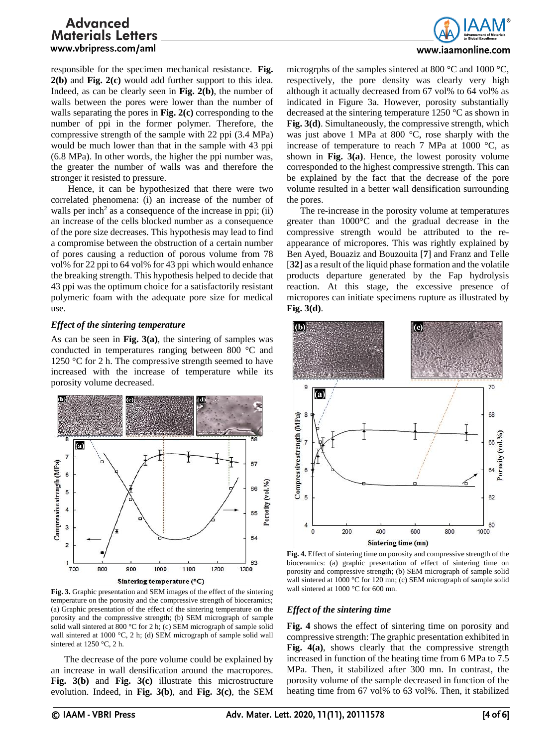responsible for the specimen mechanical resistance. **Fig. 2(b)** and **Fig. 2(c)** would add further support to this idea. Indeed, as can be clearly seen in **Fig. 2(b)**, the number of walls between the pores were lower than the number of walls separating the pores in **Fig. 2(c)** corresponding to the number of ppi in the former polymer. Therefore, the compressive strength of the sample with 22 ppi (3.4 MPa) would be much lower than that in the sample with 43 ppi (6.8 MPa). In other words, the higher the ppi number was, the greater the number of walls was and therefore the stronger it resisted to pressure.

Hence, it can be hypothesized that there were two correlated phenomena: (i) an increase of the number of walls per inch$^2$ as a consequence of the increase in ppi; (ii) an increase of the cells blocked number as a consequence of the pore size decreases. This hypothesis may lead to find a compromise between the obstruction of a certain number of pores causing a reduction of porous volume from 78 vol% for 22 ppi to 64 vol% for 43 ppi which would enhance the breaking strength. This hypothesis helped to decide that 43 ppi was the optimum choice for a satisfactorily resistant polymeric foam with the adequate pore size for medical use.

### *Effect of the sintering temperature*

As can be seen in **Fig. 3(a)**, the sintering of samples was conducted in temperatures ranging between 800 °C and 1250 °C for 2 h. The compressive strength seemed to have increased with the increase of temperature while its porosity volume decreased.

**Fig. 3.** Graphic presentation and SEM images of the effect of the sintering temperature on the porosity and the compressive strength of bioceramics; (a) Graphic presentation of the effect of the sintering temperature on the porosity and the compressive strength; (b) SEM micrograph of sample solid wall sintered at 800 °C for 2 h; (c) SEM micrograph of sample solid wall sintered at 1000 °C, 2 h; (d) SEM micrograph of sample solid wall sintered at 1250 °C, 2 h.

The decrease of the pore volume could be explained by an increase in wall densification around the macropores. **Fig. 3(b)** and **Fig. 3(c)** illustrate this microstructure evolution. Indeed, in **Fig. 3(b)**, and **Fig. 3(c)**, the SEM microgrphs of the samples sintered at 800 °C and 1000 °C, respectively, the pore density was clearly very high although it actually decreased from 67 vol% to 64 vol% as indicated in Figure 3a. However, porosity substantially decreased at the sintering temperature 1250 °C as shown in **Fig. 3(d)**. Simultaneously, the compressive strength, which was just above 1 MPa at 800 °C, rose sharply with the increase of temperature to reach 7 MPa at 1000 °C, as shown in **Fig. 3(a)**. Hence, the lowest porosity volume corresponded to the highest compressive strength. This can be explained by the fact that the decrease of the pore volume resulted in a better wall densification surrounding the pores.

The re-increase in the porosity volume at temperatures greater than 1000°C and the gradual decrease in the compressive strength would be attributed to the re-appearance of micropores. This was rightly explained by Ben Ayed, Bouaziz and Bouzouita [**7**] and Franz and Telle [**32**] as a result of the liquid phase formation and the volatile products departure generated by the Fap hydrolysis reaction. At this stage, the excessive presence of micropores can initiate specimens rupture as illustrated by **Fig. 3(d)**.

**Fig. 4.** Effect of sintering time on porosity and compressive strength of the bioceramics: (a) graphic presentation of effect of sintering time on porosity and compressive strength; (b) SEM micrograph of sample solid wall sintered at 1000 °C for 120 mn; (c) SEM micrograph of sample solid wall sintered at 1000 °C for 600 mn.

### *Effect of the sintering time*

**Fig. 4** shows the effect of sintering time on porosity and compressive strength: The graphic presentation exhibited in **Fig. 4(a)**, shows clearly that the compressive strength increased in function of the heating time from 6 MPa to 7.5 MPa. Then, it stabilized after 300 mn. In contrast, the porosity volume of the sample decreased in function of the heating time from 67 vol% to 63 vol%. Then, it stabilized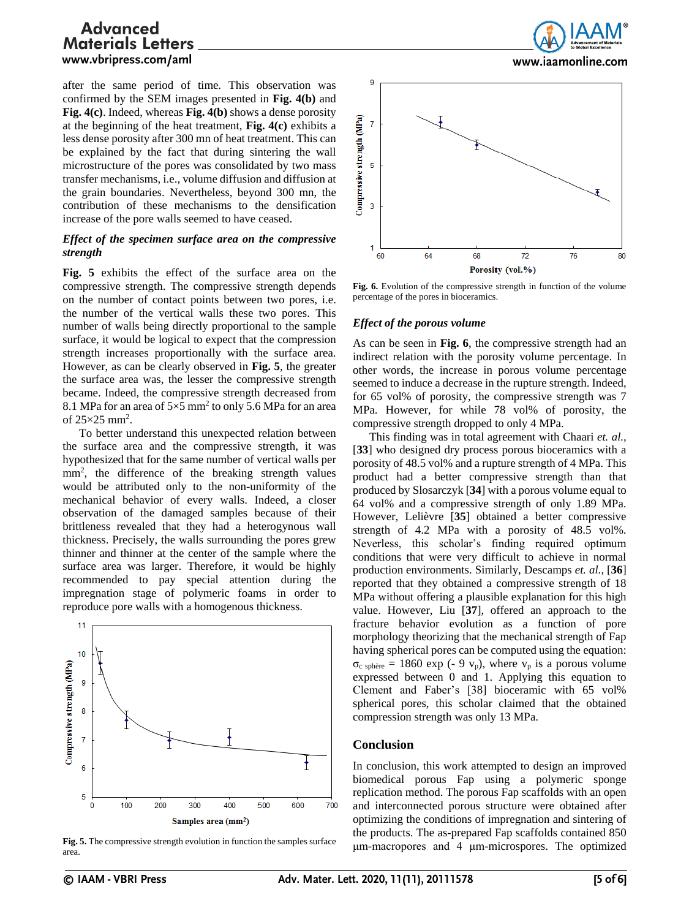after the same period of time. This observation was confirmed by the SEM images presented in **Fig. 4(b)** and **Fig. 4(c)**. Indeed, whereas **Fig. 4(b)** shows a dense porosity at the beginning of the heat treatment, **Fig. 4(c)** exhibits a less dense porosity after 300 mn of heat treatment. This can be explained by the fact that during sintering the wall microstructure of the pores was consolidated by two mass transfer mechanisms, i.e., volume diffusion and diffusion at the grain boundaries. Nevertheless, beyond 300 mn, the contribution of these mechanisms to the densification increase of the pore walls seemed to have ceased.

### *Effect of the specimen surface area on the compressive strength*

**Fig. 5** exhibits the effect of the surface area on the compressive strength. The compressive strength depends on the number of contact points between two pores, i.e. the number of the vertical walls these two pores. This number of walls being directly proportional to the sample surface, it would be logical to expect that the compression strength increases proportionally with the surface area. However, as can be clearly observed in **Fig. 5**, the greater the surface area was, the lesser the compressive strength became. Indeed, the compressive strength decreased from 8.1 MPa for an area of 5×5 mm$^2$ to only 5.6 MPa for an area of 25×25 mm$^2$.

To better understand this unexpected relation between the surface area and the compressive strength, it was hypothesized that for the same number of vertical walls per mm$^2$, the difference of the breaking strength values would be attributed only to the non-uniformity of the mechanical behavior of every walls. Indeed, a closer observation of the damaged samples because of their brittleness revealed that they had a heterogynous wall thickness. Precisely, the walls surrounding the pores grew thinner and thinner at the center of the sample where the surface area was larger. Therefore, it would be highly recommended to pay special attention during the impregnation stage of polymeric foams in order to reproduce pore walls with a homogenous thickness.

**Fig. 5.** The compressive strength evolution in function the samples surface area.

**Fig. 6.** Evolution of the compressive strength in function of the volume percentage of the pores in bioceramics.

### *Effect of the porous volume*

As can be seen in **Fig. 6**, the compressive strength had an indirect relation with the porosity volume percentage. In other words, the increase in porous volume percentage seemed to induce a decrease in the rupture strength. Indeed, for 65 vol% of porosity, the compressive strength was 7 MPa. However, for while 78 vol% of porosity, the compressive strength dropped to only 4 MPa.

This finding was in total agreement with Chaari *et. al.,* [**33**] who designed dry process porous bioceramics with a porosity of 48.5 vol% and a rupture strength of 4 MPa. This product had a better compressive strength than that produced by Slosarczyk [**34**] with a porous volume equal to 64 vol% and a compressive strength of only 1.89 MPa. However, Lelièvre [**35**] obtained a better compressive strength of 4.2 MPa with a porosity of 48.5 vol%. Neverless, this scholar's finding required optimum conditions that were very difficult to achieve in normal production environments. Similarly, Descamps *et. al.,* [**36**] reported that they obtained a compressive strength of 18 MPa without offering a plausible explanation for this high value. However, Liu [**37**], offered an approach to the fracture behavior evolution as a function of pore morphology theorizing that the mechanical strength of Fap having spherical pores can be computed using the equation: $\sigma_{c\ sphère} = 1860\ \exp\ (-\ 9\ v_p)$, where $v_p$ is a porous volume expressed between 0 and 1. Applying this equation to Clement and Faber's [38] bioceramic with 65 vol% spherical pores, this scholar claimed that the obtained compression strength was only 13 MPa.

## Conclusion

In conclusion, this work attempted to design an improved biomedical porous Fap using a polymeric sponge replication method. The porous Fap scaffolds with an open and interconnected porous structure were obtained after optimizing the conditions of impregnation and sintering of the products. The as-prepared Fap scaffolds contained 850 µm-macropores and 4 µm-microspores. The optimized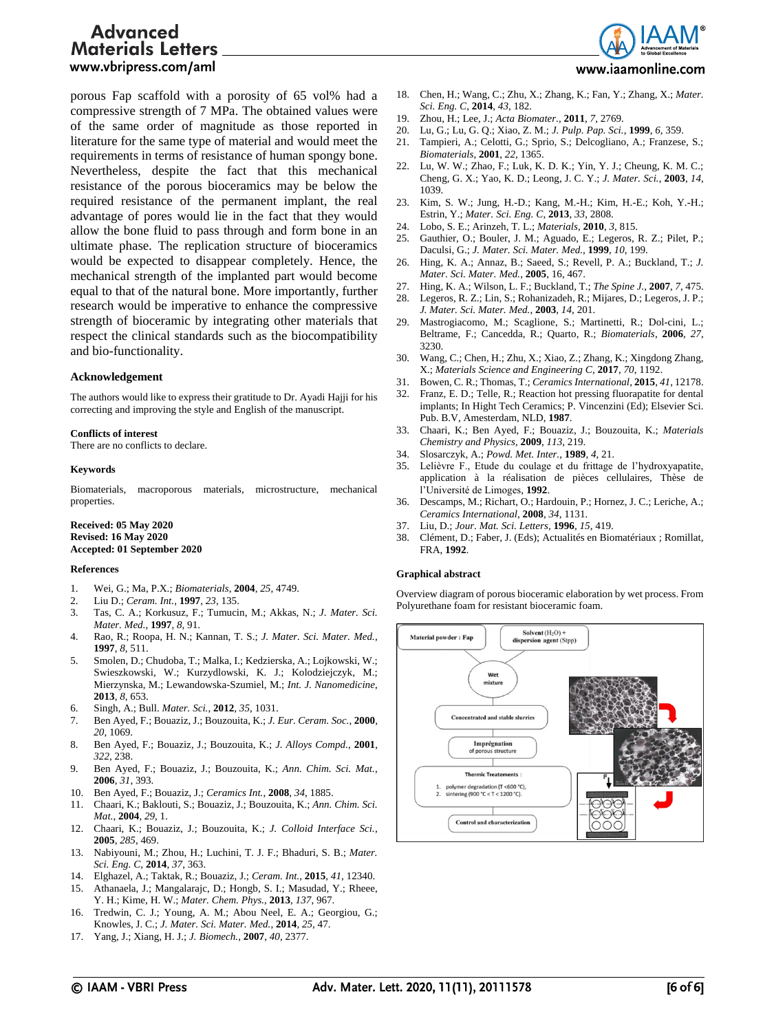porous Fap scaffold with a porosity of 65 vol% had a compressive strength of 7 MPa. The obtained values were of the same order of magnitude as those reported in literature for the same type of material and would meet the requirements in terms of resistance of human spongy bone. Nevertheless, despite the fact that this mechanical resistance of the porous bioceramics may be below the required resistance of the permanent implant, the real advantage of pores would lie in the fact that they would allow the bone fluid to pass through and form bone in an ultimate phase. The replication structure of bioceramics would be expected to disappear completely. Hence, the mechanical strength of the implanted part would become equal to that of the natural bone. More importantly, further research would be imperative to enhance the compressive strength of bioceramic by integrating other materials that respect the clinical standards such as the biocompatibility and bio-functionality.

### Acknowledgement

The authors would like to express their gratitude to Dr. Ayadi Hajji for his correcting and improving the style and English of the manuscript.

### Conflicts of interest

There are no conflicts to declare.

### Keywords

Biomaterials, macroporous materials, microstructure, mechanical properties.

**Received: 05 May 2020**
**Revised: 16 May 2020**
**Accepted: 01 September 2020**

### References

1. Wei, G.; Ma, P.X.; *Biomaterials*, **2004**, *25*, 4749.
2. Liu D.; *Ceram. Int.*, **1997**, *23*, 135.
3. Tas, C. A.; Korkusuz, F.; Tumucin, M.; Akkas, N.; *J. Mater. Sci. Mater. Med.*, **1997**, *8*, 91.
4. Rao, R.; Roopa, H. N.; Kannan, T. S.; *J. Mater. Sci. Mater. Med.*, **1997**, *8*, 511.
5. Smolen, D.; Chudoba, T.; Malka, I.; Kedzierska, A.; Lojkowski, W.; Swieszkowski, W.; Kurzydlowski, K. J.; Kolodziejczyk, M.; Mierzynska, M.; Lewandowska-Szumiel, M.; *Int. J. Nanomedicine*, **2013**, *8*, 653.
6. Singh, A.; Bull. *Mater. Sci.*, **2012**, *35*, 1031.
7. Ben Ayed, F.; Bouaziz, J.; Bouzouita, K.; *J. Eur. Ceram. Soc.*, **2000**, *20*, 1069.
8. Ben Ayed, F.; Bouaziz, J.; Bouzouita, K.; *J. Alloys Compd.*, **2001**, *322*, 238.
9. Ben Ayed, F.; Bouaziz, J.; Bouzouita, K.; *Ann. Chim. Sci. Mat.*, **2006**, *31*, 393.
10. Ben Ayed, F.; Bouaziz, J.; *Ceramics Int.*, **2008**, *34*, 1885.
11. Chaari, K.; Baklouti, S.; Bouaziz, J.; Bouzouita, K.; *Ann. Chim. Sci. Mat.*, **2004**, *29*, 1.
12. Chaari, K.; Bouaziz, J.; Bouzouita, K.; *J. Colloid Interface Sci.*, **2005**, *285*, 469.
13. Nabiyouni, M.; Zhou, H.; Luchini, T. J. F.; Bhaduri, S. B.; *Mater. Sci. Eng. C*, **2014**, *37*, 363.
14. Elghazel, A.; Taktak, R.; Bouaziz, J.; *Ceram. Int.*, **2015**, *41*, 12340.
15. Athanaela, J.; Mangalarajc, D.; Hongb, S. I.; Masudad, Y.; Rheee, Y. H.; Kime, H. W.; *Mater. Chem. Phys.*, **2013**, *137*, 967.
16. Tredwin, C. J.; Young, A. M.; Abou Neel, E. A.; Georgiou, G.; Knowles, J. C.; *J. Mater. Sci. Mater. Med.*, **2014**, *25*, 47.
17. Yang, J.; Xiang, H. J.; *J. Biomech.*, **2007**, *40*, 2377.
18. Chen, H.; Wang, C.; Zhu, X.; Zhang, K.; Fan, Y.; Zhang, X.; *Mater. Sci. Eng. C*, **2014**, *43*, 182.
19. Zhou, H.; Lee, J.; *Acta Biomater.*, **2011**, *7*, 2769.
20. Lu, G.; Lu, G. Q.; Xiao, Z. M.; *J. Pulp. Pap. Sci.*, **1999**, *6*, 359.
21. Tampieri, A.; Celotti, G.; Sprio, S.; Delcogliano, A.; Franzese, S.; *Biomaterials*, **2001**, *22*, 1365.
22. Lu, W. W.; Zhao, F.; Luk, K. D. K.; Yin, Y. J.; Cheung, K. M. C.; Cheng, G. X.; Yao, K. D.; Leong, J. C. Y.; *J. Mater. Sci.*, **2003**, *14*, 1039.
23. Kim, S. W.; Jung, H.-D.; Kang, M.-H.; Kim, H.-E.; Koh, Y.-H.; Estrin, Y.; *Mater. Sci. Eng. C*, **2013**, *33*, 2808.
24. Lobo, S. E.; Arinzeh, T. L.; *Materials*, **2010**, *3*, 815.
25. Gauthier, O.; Bouler, J. M.; Aguado, E.; Legeros, R. Z.; Pilet, P.; Daculsi, G.; *J. Mater. Sci. Mater. Med.*, **1999**, *10*, 199.
26. Hing, K. A.; Annaz, B.; Saeed, S.; Revell, P. A.; Buckland, T.; *J. Mater. Sci. Mater. Med.*, **2005**, 16, 467.
27. Hing, K. A.; Wilson, L. F.; Buckland, T.; *The Spine J.*, **2007**, *7*, 475.
28. Legeros, R. Z.; Lin, S.; Rohanizadeh, R.; Mijares, D.; Legeros, J. P.; *J. Mater. Sci. Mater. Med.*, **2003**, *14*, 201.
29. Mastrogiacomo, M.; Scaglione, S.; Martinetti, R.; Dol-cini, L.; Beltrame, F.; Cancedda, R.; Quarto, R.; *Biomaterials*, **2006**, *27*, 3230.
30. Wang, C.; Chen, H.; Zhu, X.; Xiao, Z.; Zhang, K.; Xingdong Zhang, X.; *Materials Science and Engineering C*, **2017**, *70*, 1192.
31. Bowen, C. R.; Thomas, T.; *Ceramics International*, **2015**, *41*, 12178.
32. Franz, E. D.; Telle, R.; Reaction hot pressing fluorapatite for dental implants; In Hight Tech Ceramics; P. Vincenzini (Ed); Elsevier Sci. Pub. B.V, Amesterdam, NLD, **1987**.
33. Chaari, K.; Ben Ayed, F.; Bouaziz, J.; Bouzouita, K.; *Materials Chemistry and Physics*, **2009**, *113*, 219.
34. Slosarczyk, A.; *Powd. Met. Inter.*, **1989**, *4*, 21.
35. Lelièvre F., Etude du coulage et du frittage de l'hydroxyapatite, application à la réalisation de pièces cellulaires, Thèse de l'Université de Limoges, **1992**.
36. Descamps, M.; Richart, O.; Hardouin, P.; Hornez, J. C.; Leriche, A.; *Ceramics International*, **2008**, *34*, 1131.
37. Liu, D.; *Jour. Mat. Sci. Letters*, **1996**, *15*, 419.
38. Clément, D.; Faber, J. (Eds); Actualités en Biomatériaux ; Romillat, FRA, **1992**.

### Graphical abstract

Overview diagram of porous bioceramic elaboration by wet process. From Polyurethane foam for resistant bioceramic foam.

Material powder : Fap

Solvent ($H_2O$) + dispersion agent (Stpp)

Wet mixture

Concentrated and stable slurries

Imprégnation of porous structure

Thermic Treatements :
1. polymer degradation (T <600 °C),
2. sintering (900 °C < T < 1200 °C).

Control and characterization